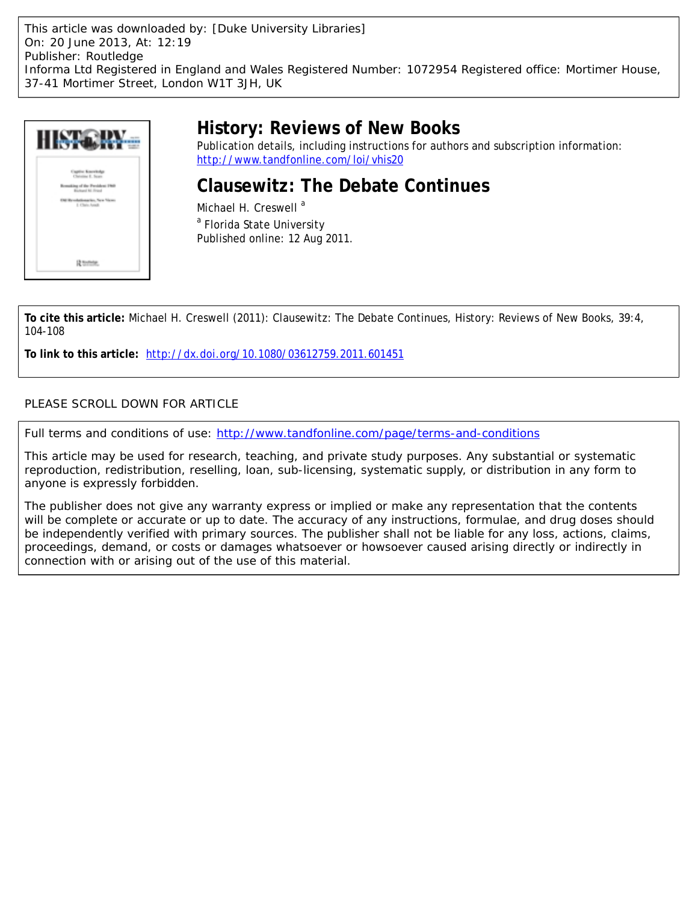This article was downloaded by: [Duke University Libraries]
On: 20 June 2013, At: 12:19
Publisher: Routledge
Informa Ltd Registered in England and Wales Registered Number: 1072954 Registered office: Mortimer House, 37-41 Mortimer Street, London W1T 3JH, UK

# History: Reviews of New Books

Publication details, including instructions for authors and subscription information:
http://www.tandfonline.com/loi/vhis20

## Clausewitz: The Debate Continues

Michael H. Creswell [a]

[a] Florida State University

Published online: 12 Aug 2011.

**To cite this article:** Michael H. Creswell (2011): Clausewitz: The Debate Continues, History: Reviews of New Books, 39:4, 104-108

**To link to this article:** http://dx.doi.org/10.1080/03612759.2011.601451

PLEASE SCROLL DOWN FOR ARTICLE

Full terms and conditions of use: http://www.tandfonline.com/page/terms-and-conditions

This article may be used for research, teaching, and private study purposes. Any substantial or systematic reproduction, redistribution, reselling, loan, sub-licensing, systematic supply, or distribution in any form to anyone is expressly forbidden.

The publisher does not give any warranty express or implied or make any representation that the contents will be complete or accurate or up to date. The accuracy of any instructions, formulae, and drug doses should be independently verified with primary sources. The publisher shall not be liable for any loss, actions, claims, proceedings, demand, or costs or damages whatsoever or howsoever caused arising directly or indirectly in connection with or arising out of the use of this material.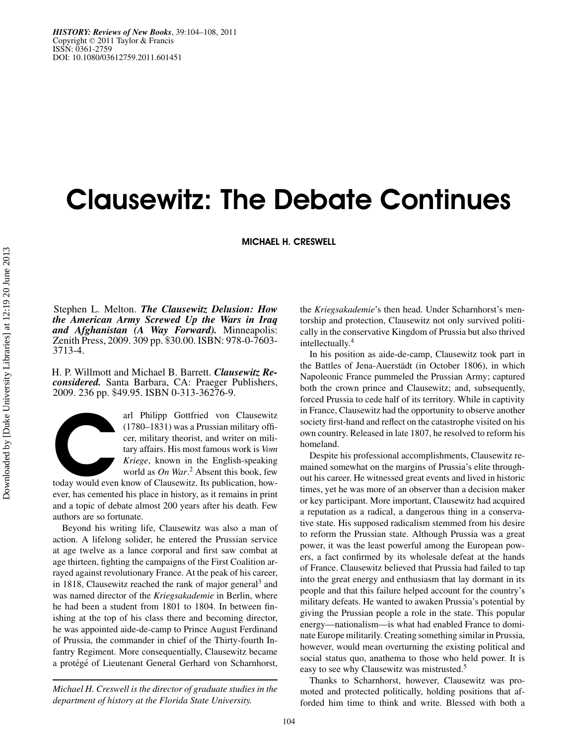# Clausewitz: The Debate Continues

**MICHAEL H. CRESWELL**

Stephen L. Melton. ***The Clausewitz Delusion: How the American Army Screwed Up the Wars in Iraq and Afghanistan (A Way Forward).*** Minneapolis: Zenith Press, 2009. 309 pp. $30.00. ISBN: 978-0-7603-3713-4.

H. P. Willmott and Michael B. Barrett. ***Clausewitz Reconsidered.*** Santa Barbara, CA: Praeger Publishers, 2009. 236 pp. $49.95. ISBN 0-313-36276-9.

Carl Philipp Gottfried von Clausewitz (1780–1831) was a Prussian military officer, military theorist, and writer on military affairs. His most famous work is *Vom Kriege*, known in the English-speaking world as *On War*.[2] Absent this book, few today would even know of Clausewitz. Its publication, however, has cemented his place in history, as it remains in print and a topic of debate almost 200 years after his death. Few authors are so fortunate.

Beyond his writing life, Clausewitz was also a man of action. A lifelong solider, he entered the Prussian service at age twelve as a lance corporal and first saw combat at age thirteen, fighting the campaigns of the First Coalition arrayed against revolutionary France. At the peak of his career, in 1818, Clausewitz reached the rank of major general[3] and was named director of the *Kriegsakademie* in Berlin, where he had been a student from 1801 to 1804. In between finishing at the top of his class there and becoming director, he was appointed aide-de-camp to Prince August Ferdinand of Prussia, the commander in chief of the Thirty-fourth Infantry Regiment. More consequentially, Clausewitz became a protégé of Lieutenant General Gerhard von Scharnhorst, the *Kriegsakademie*'s then head. Under Scharnhorst's mentorship and protection, Clausewitz not only survived politically in the conservative Kingdom of Prussia but also thrived intellectually.[4]

In his position as aide-de-camp, Clausewitz took part in the Battles of Jena-Auerstädt (in October 1806), in which Napoleonic France pummeled the Prussian Army; captured both the crown prince and Clausewitz; and, subsequently, forced Prussia to cede half of its territory. While in captivity in France, Clausewitz had the opportunity to observe another society first-hand and reflect on the catastrophe visited on his own country. Released in late 1807, he resolved to reform his homeland.

Despite his professional accomplishments, Clausewitz remained somewhat on the margins of Prussia's elite throughout his career. He witnessed great events and lived in historic times, yet he was more of an observer than a decision maker or key participant. More important, Clausewitz had acquired a reputation as a radical, a dangerous thing in a conservative state. His supposed radicalism stemmed from his desire to reform the Prussian state. Although Prussia was a great power, it was the least powerful among the European powers, a fact confirmed by its wholesale defeat at the hands of France. Clausewitz believed that Prussia had failed to tap into the great energy and enthusiasm that lay dormant in its people and that this failure helped account for the country's military defeats. He wanted to awaken Prussia's potential by giving the Prussian people a role in the state. This popular energy—nationalism—is what had enabled France to dominate Europe militarily. Creating something similar in Prussia, however, would mean overturning the existing political and social status quo, anathema to those who held power. It is easy to see why Clausewitz was mistrusted.[5]

Thanks to Scharnhorst, however, Clausewitz was promoted and protected politically, holding positions that afforded him time to think and write. Blessed with both a

*Michael H. Creswell is the director of graduate studies in the department of history at the Florida State University.*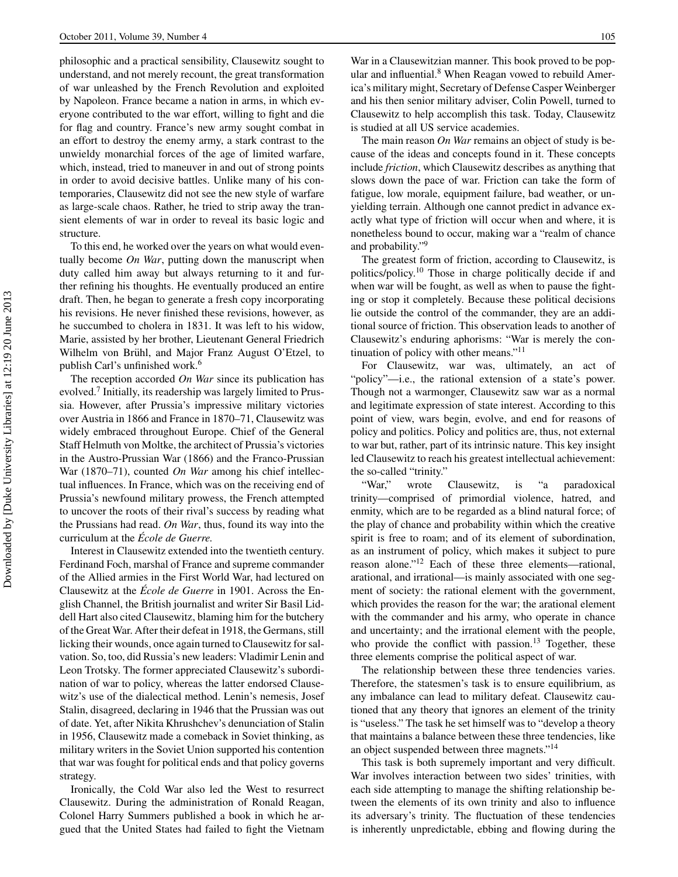philosophic and a practical sensibility, Clausewitz sought to understand, and not merely recount, the great transformation of war unleashed by the French Revolution and exploited by Napoleon. France became a nation in arms, in which everyone contributed to the war effort, willing to fight and die for flag and country. France's new army sought combat in an effort to destroy the enemy army, a stark contrast to the unwieldy monarchial forces of the age of limited warfare, which, instead, tried to maneuver in and out of strong points in order to avoid decisive battles. Unlike many of his contemporaries, Clausewitz did not see the new style of warfare as large-scale chaos. Rather, he tried to strip away the transient elements of war in order to reveal its basic logic and structure.

To this end, he worked over the years on what would eventually become *On War*, putting down the manuscript when duty called him away but always returning to it and further refining his thoughts. He eventually produced an entire draft. Then, he began to generate a fresh copy incorporating his revisions. He never finished these revisions, however, as he succumbed to cholera in 1831. It was left to his widow, Marie, assisted by her brother, Lieutenant General Friedrich Wilhelm von Brühl, and Major Franz August O'Etzel, to publish Carl's unfinished work.[6]

The reception accorded *On War* since its publication has evolved.[7] Initially, its readership was largely limited to Prussia. However, after Prussia's impressive military victories over Austria in 1866 and France in 1870–71, Clausewitz was widely embraced throughout Europe. Chief of the General Staff Helmuth von Moltke, the architect of Prussia's victories in the Austro-Prussian War (1866) and the Franco-Prussian War (1870–71), counted *On War* among his chief intellectual influences. In France, which was on the receiving end of Prussia's newfound military prowess, the French attempted to uncover the roots of their rival's success by reading what the Prussians had read. *On War*, thus, found its way into the curriculum at the *École de Guerre*.

Interest in Clausewitz extended into the twentieth century. Ferdinand Foch, marshal of France and supreme commander of the Allied armies in the First World War, had lectured on Clausewitz at the *École de Guerre* in 1901. Across the English Channel, the British journalist and writer Sir Basil Liddell Hart also cited Clausewitz, blaming him for the butchery of the Great War. After their defeat in 1918, the Germans, still licking their wounds, once again turned to Clausewitz for salvation. So, too, did Russia's new leaders: Vladimir Lenin and Leon Trotsky. The former appreciated Clausewitz's subordination of war to policy, whereas the latter endorsed Clausewitz's use of the dialectical method. Lenin's nemesis, Josef Stalin, disagreed, declaring in 1946 that the Prussian was out of date. Yet, after Nikita Khrushchev's denunciation of Stalin in 1956, Clausewitz made a comeback in Soviet thinking, as military writers in the Soviet Union supported his contention that war was fought for political ends and that policy governs strategy.

Ironically, the Cold War also led the West to resurrect Clausewitz. During the administration of Ronald Reagan, Colonel Harry Summers published a book in which he argued that the United States had failed to fight the Vietnam War in a Clausewitzian manner. This book proved to be popular and influential.[8] When Reagan vowed to rebuild America's military might, Secretary of Defense Casper Weinberger and his then senior military adviser, Colin Powell, turned to Clausewitz to help accomplish this task. Today, Clausewitz is studied at all US service academies.

The main reason *On War* remains an object of study is because of the ideas and concepts found in it. These concepts include *friction*, which Clausewitz describes as anything that slows down the pace of war. Friction can take the form of fatigue, low morale, equipment failure, bad weather, or unyielding terrain. Although one cannot predict in advance exactly what type of friction will occur when and where, it is nonetheless bound to occur, making war a "realm of chance and probability."[9]

The greatest form of friction, according to Clausewitz, is politics/policy.[10] Those in charge politically decide if and when war will be fought, as well as when to pause the fighting or stop it completely. Because these political decisions lie outside the control of the commander, they are an additional source of friction. This observation leads to another of Clausewitz's enduring aphorisms: "War is merely the continuation of policy with other means."[11]

For Clausewitz, war was, ultimately, an act of "policy"—i.e., the rational extension of a state's power. Though not a warmonger, Clausewitz saw war as a normal and legitimate expression of state interest. According to this point of view, wars begin, evolve, and end for reasons of policy and politics. Policy and politics are, thus, not external to war but, rather, part of its intrinsic nature. This key insight led Clausewitz to reach his greatest intellectual achievement: the so-called "trinity."

"War," wrote Clausewitz, is "a paradoxical trinity—comprised of primordial violence, hatred, and enmity, which are to be regarded as a blind natural force; of the play of chance and probability within which the creative spirit is free to roam; and of its element of subordination, as an instrument of policy, which makes it subject to pure reason alone."[12] Each of these three elements—rational, arational, and irrational—is mainly associated with one segment of society: the rational element with the government, which provides the reason for the war; the arational element with the commander and his army, who operate in chance and uncertainty; and the irrational element with the people, who provide the conflict with passion.[13] Together, these three elements comprise the political aspect of war.

The relationship between these three tendencies varies. Therefore, the statesmen's task is to ensure equilibrium, as any imbalance can lead to military defeat. Clausewitz cautioned that any theory that ignores an element of the trinity is "useless." The task he set himself was to "develop a theory that maintains a balance between these three tendencies, like an object suspended between three magnets."[14]

This task is both supremely important and very difficult. War involves interaction between two sides' trinities, with each side attempting to manage the shifting relationship between the elements of its own trinity and also to influence its adversary's trinity. The fluctuation of these tendencies is inherently unpredictable, ebbing and flowing during the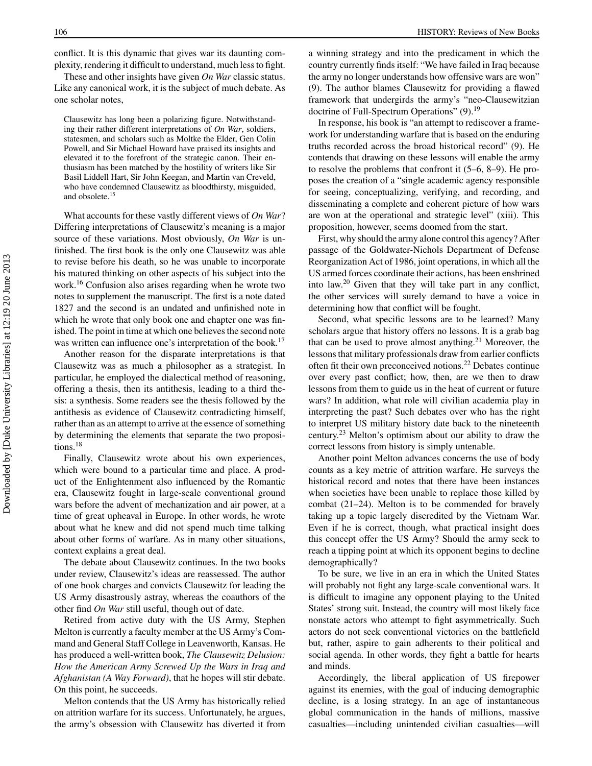conflict. It is this dynamic that gives war its daunting complexity, rendering it difficult to understand, much less to fight.

These and other insights have given *On War* classic status. Like any canonical work, it is the subject of much debate. As one scholar notes,

> Clausewitz has long been a polarizing figure. Notwithstanding their rather different interpretations of *On War*, soldiers, statesmen, and scholars such as Moltke the Elder, Gen Colin Powell, and Sir Michael Howard have praised its insights and elevated it to the forefront of the strategic canon. Their enthusiasm has been matched by the hostility of writers like Sir Basil Liddell Hart, Sir John Keegan, and Martin van Creveld, who have condemned Clausewitz as bloodthirsty, misguided, and obsolete.[15]

What accounts for these vastly different views of *On War*? Differing interpretations of Clausewitz's meaning is a major source of these variations. Most obviously, *On War* is unfinished. The first book is the only one Clausewitz was able to revise before his death, so he was unable to incorporate his matured thinking on other aspects of his subject into the work.[16] Confusion also arises regarding when he wrote two notes to supplement the manuscript. The first is a note dated 1827 and the second is an undated and unfinished note in which he wrote that only book one and chapter one was finished. The point in time at which one believes the second note was written can influence one's interpretation of the book.[17]

Another reason for the disparate interpretations is that Clausewitz was as much a philosopher as a strategist. In particular, he employed the dialectical method of reasoning, offering a thesis, then its antithesis, leading to a third thesis: a synthesis. Some readers see the thesis followed by the antithesis as evidence of Clausewitz contradicting himself, rather than as an attempt to arrive at the essence of something by determining the elements that separate the two propositions.[18]

Finally, Clausewitz wrote about his own experiences, which were bound to a particular time and place. A product of the Enlightenment also influenced by the Romantic era, Clausewitz fought in large-scale conventional ground wars before the advent of mechanization and air power, at a time of great upheaval in Europe. In other words, he wrote about what he knew and did not spend much time talking about other forms of warfare. As in many other situations, context explains a great deal.

The debate about Clausewitz continues. In the two books under review, Clausewitz's ideas are reassessed. The author of one book charges and convicts Clausewitz for leading the US Army disastrously astray, whereas the coauthors of the other find *On War* still useful, though out of date.

Retired from active duty with the US Army, Stephen Melton is currently a faculty member at the US Army's Command and General Staff College in Leavenworth, Kansas. He has produced a well-written book, *The Clausewitz Delusion: How the American Army Screwed Up the Wars in Iraq and Afghanistan (A Way Forward)*, that he hopes will stir debate. On this point, he succeeds.

Melton contends that the US Army has historically relied on attrition warfare for its success. Unfortunately, he argues, the army's obsession with Clausewitz has diverted it from a winning strategy and into the predicament in which the country currently finds itself: "We have failed in Iraq because the army no longer understands how offensive wars are won" (9). The author blames Clausewitz for providing a flawed framework that undergirds the army's "neo-Clausewitzian doctrine of Full-Spectrum Operations" (9).[19]

In response, his book is "an attempt to rediscover a framework for understanding warfare that is based on the enduring truths recorded across the broad historical record" (9). He contends that drawing on these lessons will enable the army to resolve the problems that confront it (5–6, 8–9). He proposes the creation of a "single academic agency responsible for seeing, conceptualizing, verifying, and recording, and disseminating a complete and coherent picture of how wars are won at the operational and strategic level" (xiii). This proposition, however, seems doomed from the start.

First, why should the army alone control this agency? After passage of the Goldwater-Nichols Department of Defense Reorganization Act of 1986, joint operations, in which all the US armed forces coordinate their actions, has been enshrined into law.[20] Given that they will take part in any conflict, the other services will surely demand to have a voice in determining how that conflict will be fought.

Second, what specific lessons are to be learned? Many scholars argue that history offers no lessons. It is a grab bag that can be used to prove almost anything.[21] Moreover, the lessons that military professionals draw from earlier conflicts often fit their own preconceived notions.[22] Debates continue over every past conflict; how, then, are we then to draw lessons from them to guide us in the heat of current or future wars? In addition, what role will civilian academia play in interpreting the past? Such debates over who has the right to interpret US military history date back to the nineteenth century.[23] Melton's optimism about our ability to draw the correct lessons from history is simply untenable.

Another point Melton advances concerns the use of body counts as a key metric of attrition warfare. He surveys the historical record and notes that there have been instances when societies have been unable to replace those killed by combat (21–24). Melton is to be commended for bravely taking up a topic largely discredited by the Vietnam War. Even if he is correct, though, what practical insight does this concept offer the US Army? Should the army seek to reach a tipping point at which its opponent begins to decline demographically?

To be sure, we live in an era in which the United States will probably not fight any large-scale conventional wars. It is difficult to imagine any opponent playing to the United States' strong suit. Instead, the country will most likely face nonstate actors who attempt to fight asymmetrically. Such actors do not seek conventional victories on the battlefield but, rather, aspire to gain adherents to their political and social agenda. In other words, they fight a battle for hearts and minds.

Accordingly, the liberal application of US firepower against its enemies, with the goal of inducing demographic decline, is a losing strategy. In an age of instantaneous global communication in the hands of millions, massive casualties—including unintended civilian casualties—will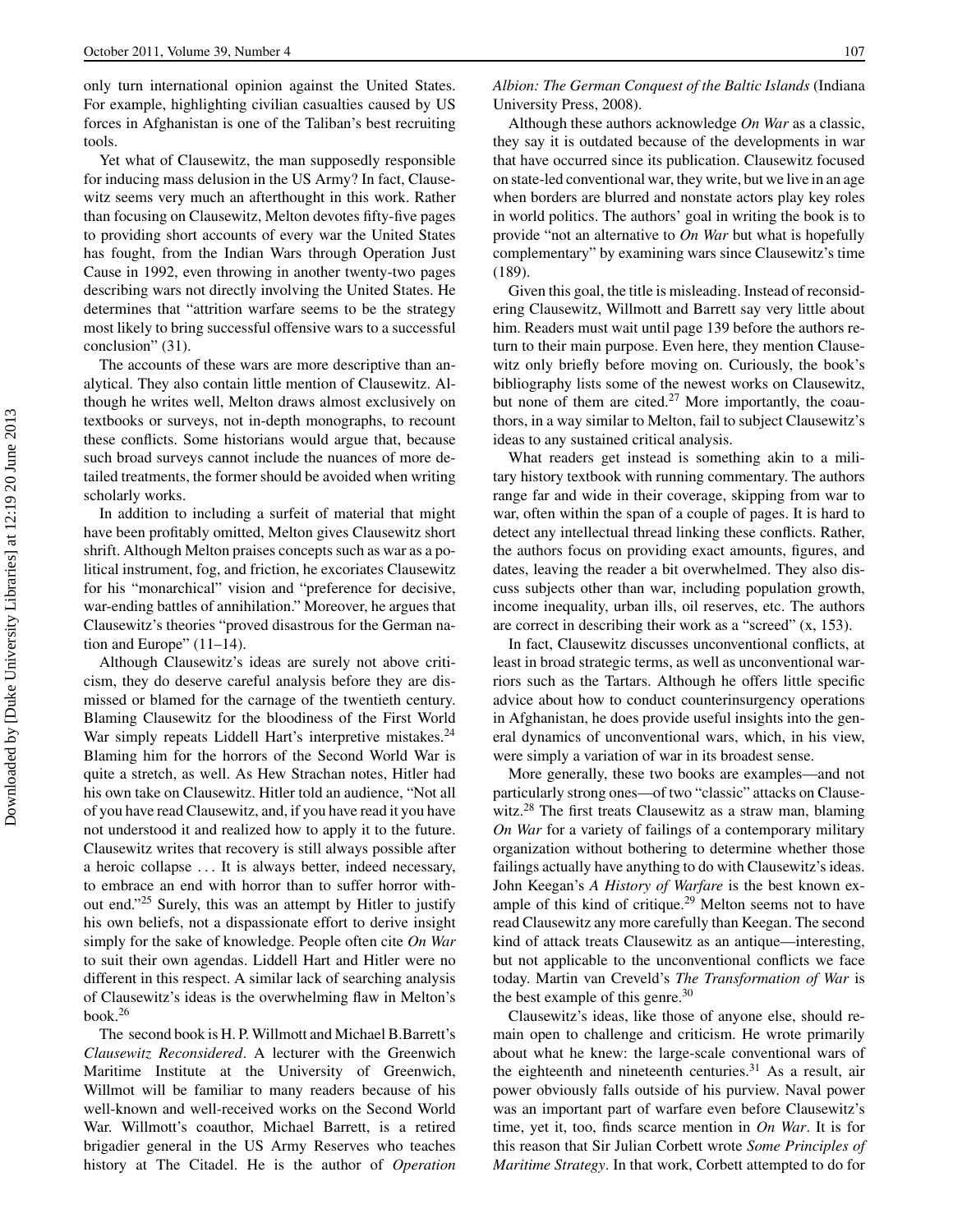only turn international opinion against the United States. For example, highlighting civilian casualties caused by US forces in Afghanistan is one of the Taliban's best recruiting tools.

Yet what of Clausewitz, the man supposedly responsible for inducing mass delusion in the US Army? In fact, Clausewitz seems very much an afterthought in this work. Rather than focusing on Clausewitz, Melton devotes fifty-five pages to providing short accounts of every war the United States has fought, from the Indian Wars through Operation Just Cause in 1992, even throwing in another twenty-two pages describing wars not directly involving the United States. He determines that "attrition warfare seems to be the strategy most likely to bring successful offensive wars to a successful conclusion" (31).

The accounts of these wars are more descriptive than analytical. They also contain little mention of Clausewitz. Although he writes well, Melton draws almost exclusively on textbooks or surveys, not in-depth monographs, to recount these conflicts. Some historians would argue that, because such broad surveys cannot include the nuances of more detailed treatments, the former should be avoided when writing scholarly works.

In addition to including a surfeit of material that might have been profitably omitted, Melton gives Clausewitz short shrift. Although Melton praises concepts such as war as a political instrument, fog, and friction, he excoriates Clausewitz for his "monarchical" vision and "preference for decisive, war-ending battles of annihilation." Moreover, he argues that Clausewitz's theories "proved disastrous for the German nation and Europe" (11–14).

Although Clausewitz's ideas are surely not above criticism, they do deserve careful analysis before they are dismissed or blamed for the carnage of the twentieth century. Blaming Clausewitz for the bloodiness of the First World War simply repeats Liddell Hart's interpretive mistakes.[24] Blaming him for the horrors of the Second World War is quite a stretch, as well. As Hew Strachan notes, Hitler had his own take on Clausewitz. Hitler told an audience, "Not all of you have read Clausewitz, and, if you have read it you have not understood it and realized how to apply it to the future. Clausewitz writes that recovery is still always possible after a heroic collapse ... It is always better, indeed necessary, to embrace an end with horror than to suffer horror without end."[25] Surely, this was an attempt by Hitler to justify his own beliefs, not a dispassionate effort to derive insight simply for the sake of knowledge. People often cite *On War* to suit their own agendas. Liddell Hart and Hitler were no different in this respect. A similar lack of searching analysis of Clausewitz's ideas is the overwhelming flaw in Melton's book.[26]

The second book is H. P. Willmott and Michael B.Barrett's *Clausewitz Reconsidered*. A lecturer with the Greenwich Maritime Institute at the University of Greenwich, Willmot will be familiar to many readers because of his well-known and well-received works on the Second World War. Willmott's coauthor, Michael Barrett, is a retired brigadier general in the US Army Reserves who teaches history at The Citadel. He is the author of *Operation Albion: The German Conquest of the Baltic Islands* (Indiana University Press, 2008).

Although these authors acknowledge *On War* as a classic, they say it is outdated because of the developments in war that have occurred since its publication. Clausewitz focused on state-led conventional war, they write, but we live in an age when borders are blurred and nonstate actors play key roles in world politics. The authors' goal in writing the book is to provide "not an alternative to *On War* but what is hopefully complementary" by examining wars since Clausewitz's time (189).

Given this goal, the title is misleading. Instead of reconsidering Clausewitz, Willmott and Barrett say very little about him. Readers must wait until page 139 before the authors return to their main purpose. Even here, they mention Clausewitz only briefly before moving on. Curiously, the book's bibliography lists some of the newest works on Clausewitz, but none of them are cited.[27] More importantly, the coauthors, in a way similar to Melton, fail to subject Clausewitz's ideas to any sustained critical analysis.

What readers get instead is something akin to a military history textbook with running commentary. The authors range far and wide in their coverage, skipping from war to war, often within the span of a couple of pages. It is hard to detect any intellectual thread linking these conflicts. Rather, the authors focus on providing exact amounts, figures, and dates, leaving the reader a bit overwhelmed. They also discuss subjects other than war, including population growth, income inequality, urban ills, oil reserves, etc. The authors are correct in describing their work as a "screed" (x, 153).

In fact, Clausewitz discusses unconventional conflicts, at least in broad strategic terms, as well as unconventional warriors such as the Tartars. Although he offers little specific advice about how to conduct counterinsurgency operations in Afghanistan, he does provide useful insights into the general dynamics of unconventional wars, which, in his view, were simply a variation of war in its broadest sense.

More generally, these two books are examples—and not particularly strong ones—of two "classic" attacks on Clausewitz.[28] The first treats Clausewitz as a straw man, blaming *On War* for a variety of failings of a contemporary military organization without bothering to determine whether those failings actually have anything to do with Clausewitz's ideas. John Keegan's *A History of Warfare* is the best known example of this kind of critique.[29] Melton seems not to have read Clausewitz any more carefully than Keegan. The second kind of attack treats Clausewitz as an antique—interesting, but not applicable to the unconventional conflicts we face today. Martin van Creveld's *The Transformation of War* is the best example of this genre.[30]

Clausewitz's ideas, like those of anyone else, should remain open to challenge and criticism. He wrote primarily about what he knew: the large-scale conventional wars of the eighteenth and nineteenth centuries.[31] As a result, air power obviously falls outside of his purview. Naval power was an important part of warfare even before Clausewitz's time, yet it, too, finds scarce mention in *On War*. It is for this reason that Sir Julian Corbett wrote *Some Principles of Maritime Strategy*. In that work, Corbett attempted to do for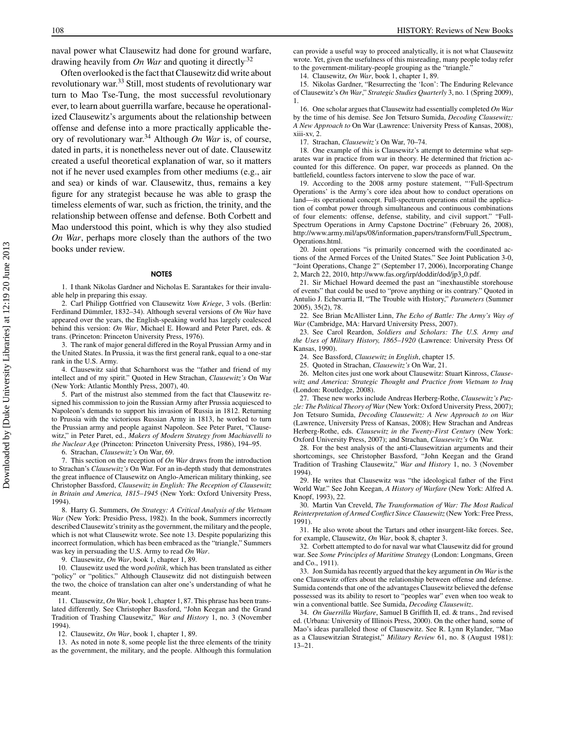naval power what Clausewitz had done for ground warfare, drawing heavily from *On War* and quoting it directly.[32]

Often overlooked is the fact that Clausewitz did write about revolutionary war.[33] Still, most students of revolutionary war turn to Mao Tse-Tung, the most successful revolutionary ever, to learn about guerrilla warfare, because he operationalized Clausewitz's arguments about the relationship between offense and defense into a more practically applicable theory of revolutionary war.[34] Although *On War* is, of course, dated in parts, it is nonetheless never out of date. Clausewitz created a useful theoretical explanation of war, so it matters not if he never used examples from other mediums (e.g., air and sea) or kinds of war. Clausewitz, thus, remains a key figure for any strategist because he was able to grasp the timeless elements of war, such as friction, the trinity, and the relationship between offense and defense. Both Corbett and Mao understood this point, which is why they also studied *On War*, perhaps more closely than the authors of the two books under review.

## NOTES

1. I thank Nikolas Gardner and Nicholas E. Sarantakes for their invaluable help in preparing this essay.

2. Carl Philipp Gottfried von Clausewitz *Vom Kriege*, 3 vols. (Berlin: Ferdinand Dümmler, 1832–34). Although several versions of *On War* have appeared over the years, the English-speaking world has largely coalesced behind this version: *On War*, Michael E. Howard and Peter Paret, eds. & trans. (Princeton: Princeton University Press, 1976).

3. The rank of major general differed in the Royal Prussian Army and in the United States. In Prussia, it was the first general rank, equal to a one-star rank in the U.S. Army.

4. Clausewitz said that Scharnhorst was the "father and friend of my intellect and of my spirit." Quoted in Hew Strachan, *Clausewitz's* On War (New York: Atlantic Monthly Press, 2007), 40.

5. Part of the mistrust also stemmed from the fact that Clausewitz resigned his commission to join the Russian Army after Prussia acquiesced to Napoleon's demands to support his invasion of Russia in 1812. Returning to Prussia with the victorious Russian Army in 1813, he worked to turn the Prussian army and people against Napoleon. See Peter Paret, "Clausewitz," in Peter Paret, ed., *Makers of Modern Strategy from Machiavelli to the Nuclear Age* (Princeton: Princeton University Press, 1986), 194–95.

6. Strachan, *Clausewitz's* On War, 69.

7. This section on the reception of *On War* draws from the introduction to Strachan's *Clausewitz's* On War. For an in-depth study that demonstrates the great influence of Clausewitz on Anglo-American military thinking, see Christopher Bassford, *Clausewitz in English: The Reception of Clausewitz in Britain and America, 1815–1945* (New York: Oxford University Press, 1994).

8. Harry G. Summers, *On Strategy: A Critical Analysis of the Vietnam War* (New York: Presidio Press, 1982). In the book, Summers incorrectly described Clausewitz's trinity as the government, the military and the people, which is not what Clausewitz wrote. See note 13. Despite popularizing this incorrect formulation, which has been embraced as the "triangle," Summers was key in persuading the U.S. Army to read *On War*.

9. Clausewitz, *On War*, book 1, chapter 1, 89.

10. Clausewitz used the word *politik*, which has been translated as either "policy" or "politics." Although Clausewitz did not distinguish between the two, the choice of translation can alter one's understanding of what he meant.

11. Clausewitz, *On War*, book 1, chapter 1, 87. This phrase has been translated differently. See Christopher Bassford, "John Keegan and the Grand Tradition of Trashing Clausewitz," *War and History* 1, no. 3 (November 1994).

12. Clausewitz, *On War*, book 1, chapter 1, 89.

13. As noted in note 8, some people list the three elements of the trinity as the government, the military, and the people. Although this formulation can provide a useful way to proceed analytically, it is not what Clausewitz wrote. Yet, given the usefulness of this misreading, many people today refer to the government-military-people grouping as the "triangle."

14. Clausewitz, *On War*, book 1, chapter 1, 89.

15. Nikolas Gardner, "Resurrecting the 'Icon': The Enduring Relevance of Clausewitz's *On War*," *Strategic Studies Quarterly* 3, no. 1 (Spring 2009), 1.

16. One scholar argues that Clausewitz had essentially completed *On War* by the time of his demise. See Jon Tetsuro Sumida, *Decoding Clausewitz: A New Approach to* On War (Lawrence: University Press of Kansas, 2008), xiii-xv, 2.

17. Strachan, *Clausewitz's* On War, 70–74.

18. One example of this is Clausewitz's attempt to determine what separates war in practice from war in theory. He determined that friction accounted for this difference. On paper, war proceeds as planned. On the battlefield, countless factors intervene to slow the pace of war.

19. According to the 2008 army posture statement, "'Full-Spectrum Operations' is the Army's core idea about how to conduct operations on land—its operational concept. Full-spectrum operations entail the application of combat power through simultaneous and continuous combinations of four elements: offense, defense, stability, and civil support." "Full-Spectrum Operations in Army Capstone Doctrine" (February 26, 2008), http://www.army.mil/aps/08/information_papers/transform/Full_Spectrum_Operations.html.

20. Joint operations "is primarily concerned with the coordinated actions of the Armed Forces of the United States." See Joint Publication 3-0, "Joint Operations, Change 2" (September 17, 2006), Incorporating Change 2, March 22, 2010, http://www.fas.org/irp/doddir/dod/jp3_0.pdf.

21. Sir Michael Howard deemed the past an "inexhaustible storehouse of events" that could be used to "prove anything or its contrary." Quoted in Antulio J. Echevarria II, "The Trouble with History," *Parameters* (Summer 2005), 35(2), 78.

22. See Brian McAllister Linn, *The Echo of Battle: The Army's Way of War* (Cambridge, MA: Harvard University Press, 2007).

23. See Carol Reardon, *Soldiers and Scholars: The U.S. Army and the Uses of Military History, 1865–1920* (Lawrence: University Press Of Kansas, 1990).

24. See Bassford, *Clausewitz in English*, chapter 15.

25. Quoted in Strachan, *Clausewitz's* On War, 21.

26. Melton cites just one work about Clausewitz: Stuart Kinross, *Clausewitz and America: Strategic Thought and Practice from Vietnam to Iraq* (London: Routledge, 2008).

27. These new works include Andreas Herberg-Rothe, *Clausewitz's Puzzle: The Political Theory of War* (New York: Oxford University Press, 2007); Jon Tetsuro Sumida, *Decoding Clausewitz: A New Approach to on War* (Lawrence, University Press of Kansas, 2008); Hew Strachan and Andreas Herberg-Rothe, eds. *Clausewitz in the Twenty-First Century* (New York: Oxford University Press, 2007); and Strachan, *Clausewitz's* On War.

28. For the best analysis of the anti-Clausewitzian arguments and their shortcomings, see Christopher Bassford, "John Keegan and the Grand Tradition of Trashing Clausewitz," *War and History* 1, no. 3 (November 1994).

29. He writes that Clausewitz was "the ideological father of the First World War." See John Keegan, *A History of Warfare* (New York: Alfred A. Knopf, 1993), 22.

30. Martin Van Creveld, *The Transformation of War: The Most Radical Reinterpretation of Armed Conflict Since Clausewitz* (New York: Free Press, 1991).

31. He also wrote about the Tartars and other insurgent-like forces. See, for example, Clausewitz, *On War*, book 8, chapter 3.

32. Corbett attempted to do for naval war what Clausewitz did for ground war. See *Some Principles of Maritime Strategy* (London: Longmans, Green and Co., 1911).

33. Jon Sumida has recently argued that the key argument in *On War* is the one Clausewitz offers about the relationship between offense and defense. Sumida contends that one of the advantages Clausewitz believed the defense possessed was its ability to resort to "peoples war" even when too weak to win a conventional battle. See Sumida, *Decoding Clausewitz*.

34. *On Guerrilla Warfare*, Samuel B Griffith II, ed. & trans., 2nd revised ed. (Urbana: University of Illinois Press, 2000). On the other hand, some of Mao's ideas paralleled those of Clausewitz. See R. Lynn Rylander, "Mao as a Clausewitzian Strategist," *Military Review* 61, no. 8 (August 1981): 13–21.